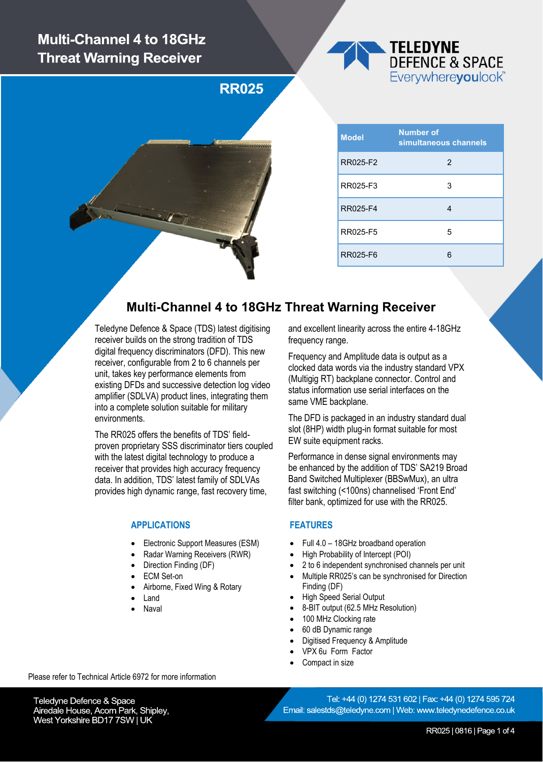# Multi-Channel 4 to 18GHz Threat Warning Receiver

## RR025

TELEDYNE DEFENCE & SPACE
Everywhereyoulook™

| Model | Number of simultaneous channels |
|---|---|
| RR025-F2 | 2 |
| RR025-F3 | 3 |
| RR025-F4 | 4 |
| RR025-F5 | 5 |
| RR025-F6 | 6 |

## Multi-Channel 4 to 18GHz Threat Warning Receiver

Teledyne Defence & Space (TDS) latest digitising receiver builds on the strong tradition of TDS digital frequency discriminators (DFD). This new receiver, configurable from 2 to 6 channels per unit, takes key performance elements from existing DFDs and successive detection log video amplifier (SDLVA) product lines, integrating them into a complete solution suitable for military environments.

The RR025 offers the benefits of TDS' field-proven proprietary SSS discriminator tiers coupled with the latest digital technology to produce a receiver that provides high accuracy frequency data. In addition, TDS' latest family of SDLVAs provides high dynamic range, fast recovery time, and excellent linearity across the entire 4-18GHz frequency range.

Frequency and Amplitude data is output as a clocked data words via the industry standard VPX (Multigig RT) backplane connector. Control and status information use serial interfaces on the same VME backplane.

The DFD is packaged in an industry standard dual slot (8HP) width plug-in format suitable for most EW suite equipment racks.

Performance in dense signal environments may be enhanced by the addition of TDS' SA219 Broad Band Switched Multiplexer (BBSwMux), an ultra fast switching (<100ns) channelised 'Front End' filter bank, optimized for use with the RR025.

### APPLICATIONS

- Electronic Support Measures (ESM)
- Radar Warning Receivers (RWR)
- Direction Finding (DF)
- ECM Set-on
- Airborne, Fixed Wing & Rotary
- Land
- Naval

### FEATURES

- Full 4.0 – 18GHz broadband operation
- High Probability of Intercept (POI)
- 2 to 6 independent synchronised channels per unit
- Multiple RR025's can be synchronised for Direction Finding (DF)
- High Speed Serial Output
- 8-BIT output (62.5 MHz Resolution)
- 100 MHz Clocking rate
- 60 dB Dynamic range
- Digitised Frequency & Amplitude
- VPX 6u Form Factor
- Compact in size

Please refer to Technical Article 6972 for more information

Teledyne Defence & Space
Airedale House, Acorn Park, Shipley,
West Yorkshire BD17 7SW | UK

Tel: +44 (0) 1274 531 602 | Fax: +44 (0) 1274 595 724
Email: salestds@teledyne.com | Web: www.teledynedefence.co.uk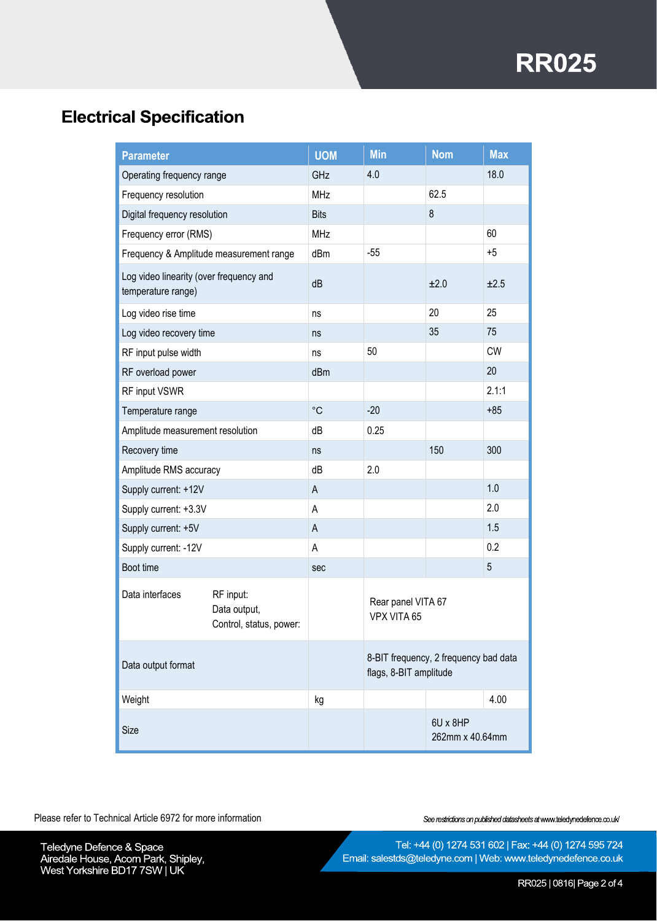## Electrical Specification

| Parameter | UOM | Min | Nom | Max |
|---|---|---|---|---|
| Operating frequency range | GHz | 4.0 | | 18.0 |
| Frequency resolution | MHz | | 62.5 | |
| Digital frequency resolution | Bits | | 8 | |
| Frequency error (RMS) | MHz | | | 60 |
| Frequency & Amplitude measurement range | dBm | -55 | | +5 |
| Log video linearity (over frequency and temperature range) | dB | | ±2.0 | ±2.5 |
| Log video rise time | ns | | 20 | 25 |
| Log video recovery time | ns | | 35 | 75 |
| RF input pulse width | ns | 50 | | CW |
| RF overload power | dBm | | | 20 |
| RF input VSWR | | | | 2.1:1 |
| Temperature range | °C | -20 | | +85 |
| Amplitude measurement resolution | dB | 0.25 | | |
| Recovery time | ns | | 150 | 300 |
| Amplitude RMS accuracy | dB | 2.0 | | |
| Supply current: +12V | A | | | 1.0 |
| Supply current: +3.3V | A | | | 2.0 |
| Supply current: +5V | A | | | 1.5 |
| Supply current: -12V | A | | | 0.2 |
| Boot time | sec | | | 5 |
| Data interfaces — RF input: / Data output, / Control, status, power: | | Rear panel VITA 67 / VPX VITA 65 | | |
| Data output format | | 8-BIT frequency, 2 frequency bad data flags, 8-BIT amplitude | | |
| Weight | kg | | | 4.00 |
| Size | | | 6U x 8HP / 262mm x 40.64mm | |

Please refer to Technical Article 6972 for more information

*See restrictions on published datasheets at www.teledynedefence.co.uk/*

Teledyne Defence & Space
Airedale House, Acorn Park, Shipley,
West Yorkshire BD17 7SW | UK

Tel: +44 (0) 1274 531 602 | Fax: +44 (0) 1274 595 724
Email: salestds@teledyne.com | Web: www.teledynedefence.co.uk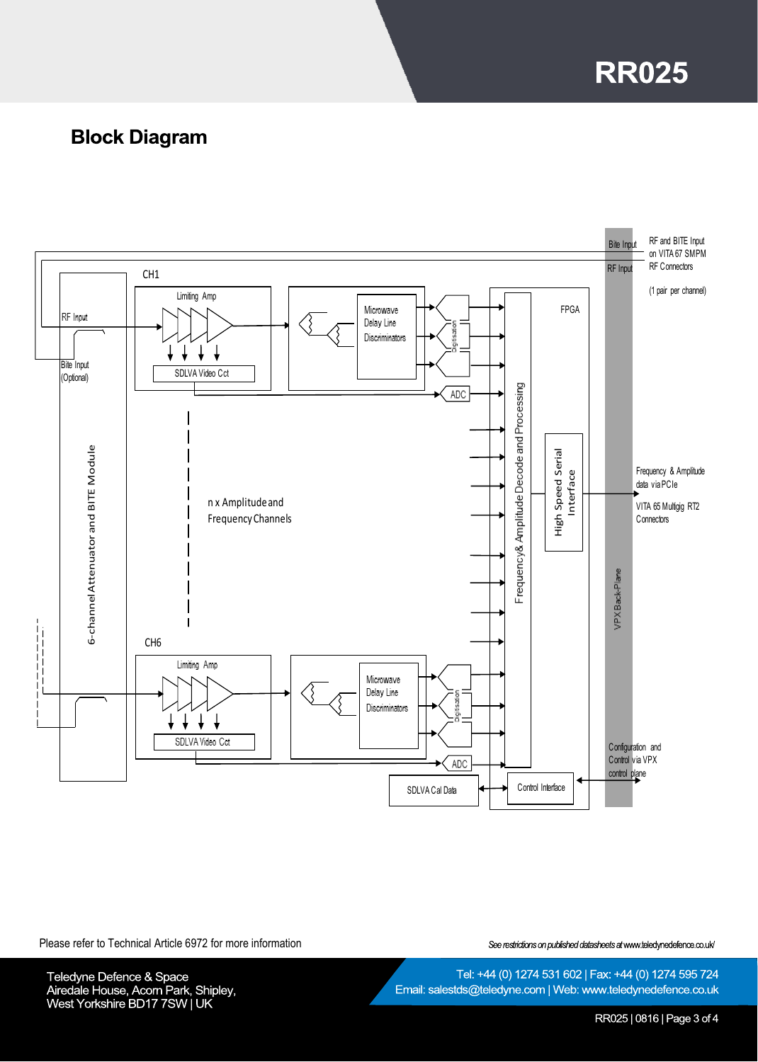## Block Diagram

RF and BITE Input on VITA 67 SMPM RF Connectors

(1 pair per channel)

Bite Input

RF Input

CH1

Limiting Amp

RF Input

Bite Input (Optional)

SDLVA Video Cct

Microwave Delay Line Discriminators

Digitisation

ADC

FPGA

6-channel Attenuator and BITE Module

n x Amplitude and Frequency Channels

Frequency& Amplitude Decode and Processing

High Speed Serial Interface

Frequency & Amplitude data via PCIe

VITA 65 Multigig RT2 Connectors

VPX Back-Plane

CH6

Limiting Amp

SDLVA Video Cct

Microwave Delay Line Discriminators

Digitisation

ADC

SDLVA Cal Data

Control Interface

Configuration and Control via VPX control plane

Please refer to Technical Article 6972 for more information

*See restrictions on published datasheets at www.teledynedefence.co.uk/*

Teledyne Defence & Space
Airedale House, Acorn Park, Shipley,
West Yorkshire BD17 7SW | UK

Tel: +44 (0) 1274 531 602 | Fax: +44 (0) 1274 595 724
Email: salestds@teledyne.com | Web: www.teledynedefence.co.uk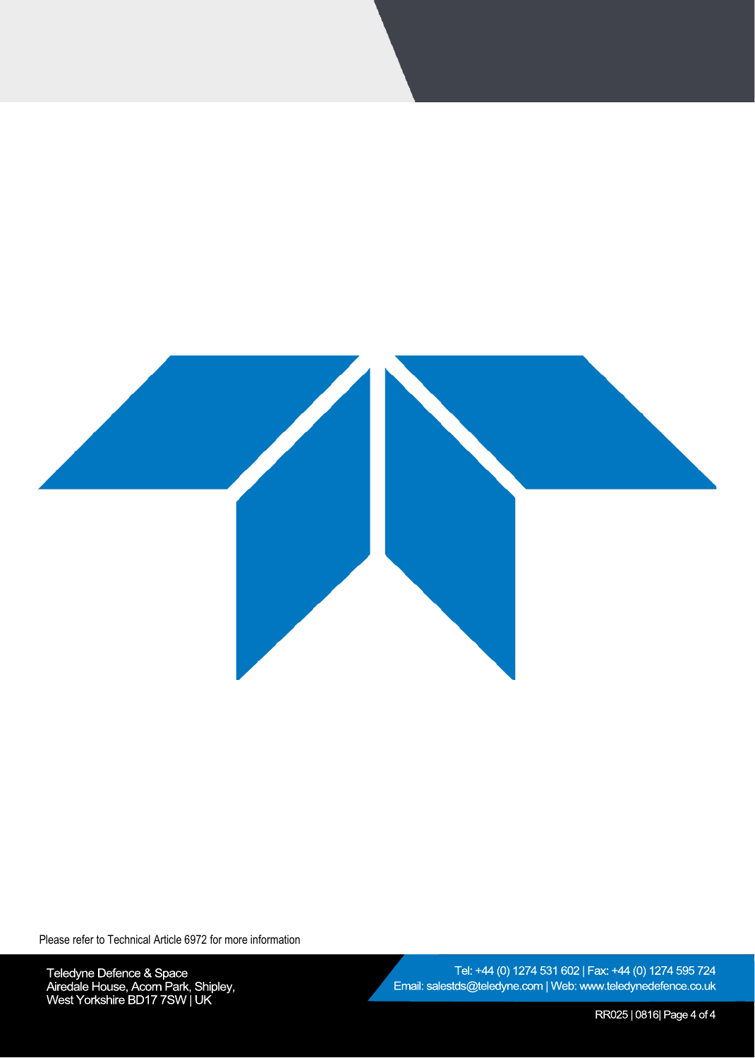Please refer to Technical Article 6972 for more information

Teledyne Defence & Space
Airedale House, Acorn Park, Shipley,
West Yorkshire BD17 7SW | UK

Tel: +44 (0) 1274 531 602 | Fax: +44 (0) 1274 595 724
Email: salestds@teledyne.com | Web: www.teledynedefence.co.uk

RR025 | 0816